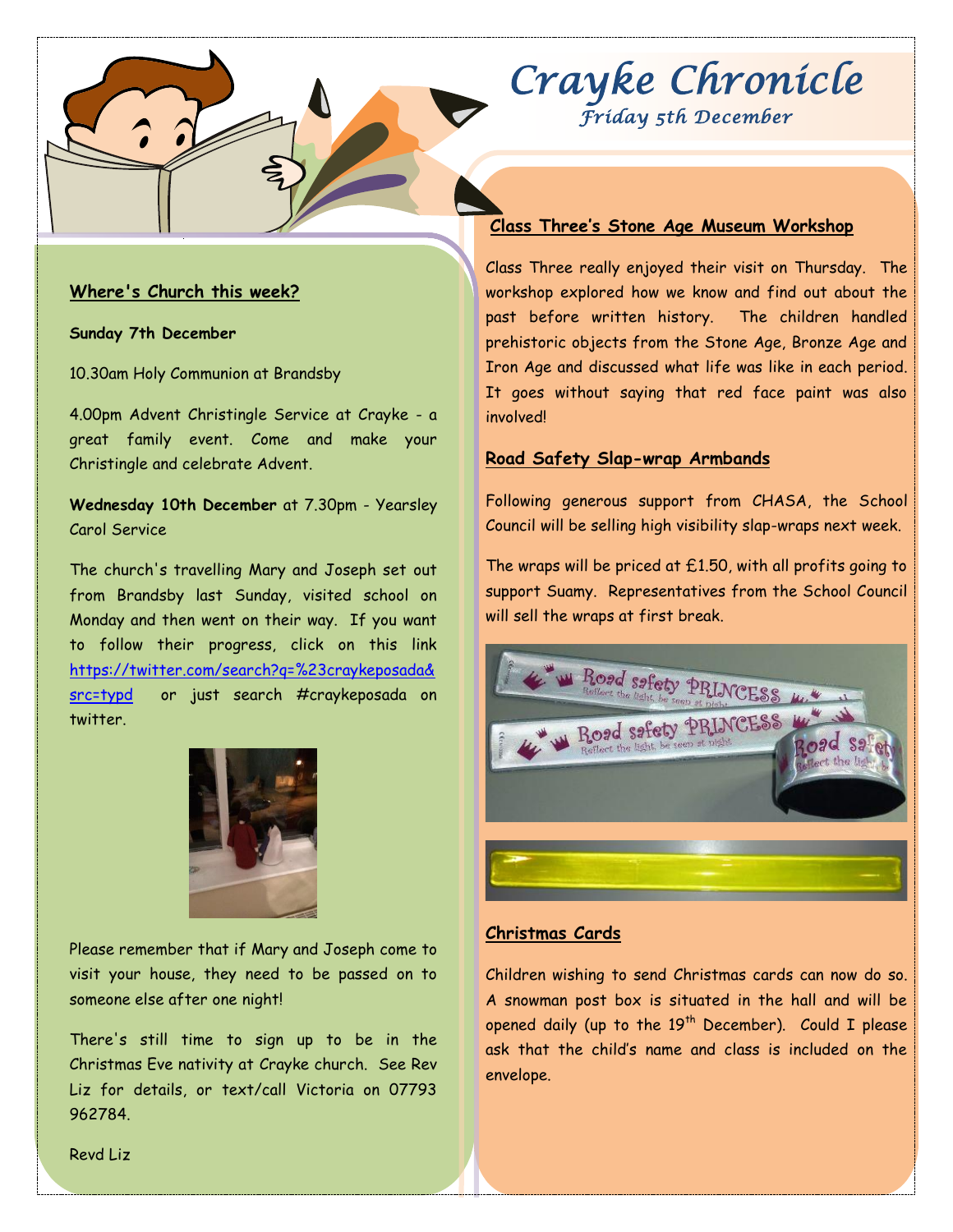# Crayke Chronicle

*Friday 5th December*

## Where's Church this week?

**Sunday 7th December**

10.30am Holy Communion at Brandsby

4.00pm Advent Christingle Service at Crayke - a great family event. Come and make your Christingle and celebrate Advent.

**Wednesday 10th December** at 7.30pm - Yearsley Carol Service

The church's travelling Mary and Joseph set out from Brandsby last Sunday, visited school on Monday and then went on their way. If you want to follow their progress, click on this link https://twitter.com/search?q=%23craykeposada&src=typd or just search #craykeposada on twitter.

Please remember that if Mary and Joseph come to visit your house, they need to be passed on to someone else after one night!

There's still time to sign up to be in the Christmas Eve nativity at Crayke church. See Rev Liz for details, or text/call Victoria on 07793 962784.

Revd Liz

## Class Three's Stone Age Museum Workshop

Class Three really enjoyed their visit on Thursday. The workshop explored how we know and find out about the past before written history. The children handled prehistoric objects from the Stone Age, Bronze Age and Iron Age and discussed what life was like in each period. It goes without saying that red face paint was also involved!

## Road Safety Slap-wrap Armbands

Following generous support from CHASA, the School Council will be selling high visibility slap-wraps next week.

The wraps will be priced at £1.50, with all profits going to support Suamy. Representatives from the School Council will sell the wraps at first break.

## Christmas Cards

Children wishing to send Christmas cards can now do so. A snowman post box is situated in the hall and will be opened daily (up to the 19th December). Could I please ask that the child's name and class is included on the envelope.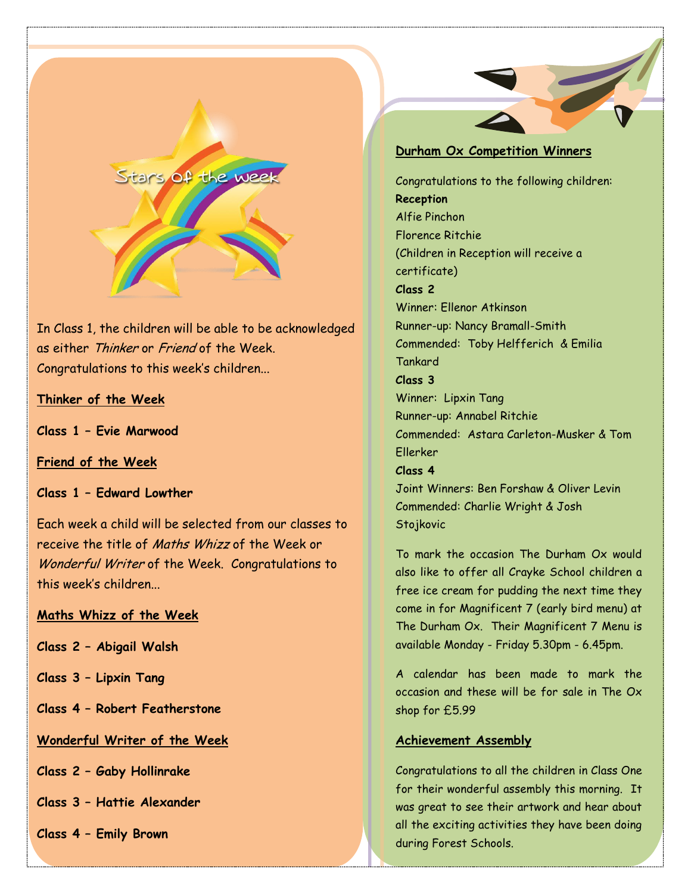Stars of the week

In Class 1, the children will be able to be acknowledged as either *Thinker* or *Friend* of the Week. Congratulations to this week's children...

**Thinker of the Week**

**Class 1 – Evie Marwood**

**Friend of the Week**

**Class 1 – Edward Lowther**

Each week a child will be selected from our classes to receive the title of *Maths Whizz* of the Week or *Wonderful Writer* of the Week. Congratulations to this week's children...

**Maths Whizz of the Week**

**Class 2 – Abigail Walsh**

**Class 3 – Lipxin Tang**

**Class 4 – Robert Featherstone**

**Wonderful Writer of the Week**

**Class 2 – Gaby Hollinrake**

**Class 3 – Hattie Alexander**

**Class 4 – Emily Brown**

## Durham Ox Competition Winners

Congratulations to the following children:

**Reception**
Alfie Pinchon
Florence Ritchie
(Children in Reception will receive a certificate)

**Class 2**
Winner: Ellenor Atkinson
Runner-up: Nancy Bramall-Smith
Commended: Toby Helfferich & Emilia Tankard

**Class 3**
Winner: Lipxin Tang
Runner-up: Annabel Ritchie
Commended: Astara Carleton-Musker & Tom Ellerker

**Class 4**
Joint Winners: Ben Forshaw & Oliver Levin
Commended: Charlie Wright & Josh Stojkovic

To mark the occasion The Durham Ox would also like to offer all Crayke School children a free ice cream for pudding the next time they come in for Magnificent 7 (early bird menu) at The Durham Ox. Their Magnificent 7 Menu is available Monday - Friday 5.30pm - 6.45pm.

A calendar has been made to mark the occasion and these will be for sale in The Ox shop for £5.99

## Achievement Assembly

Congratulations to all the children in Class One for their wonderful assembly this morning. It was great to see their artwork and hear about all the exciting activities they have been doing during Forest Schools.